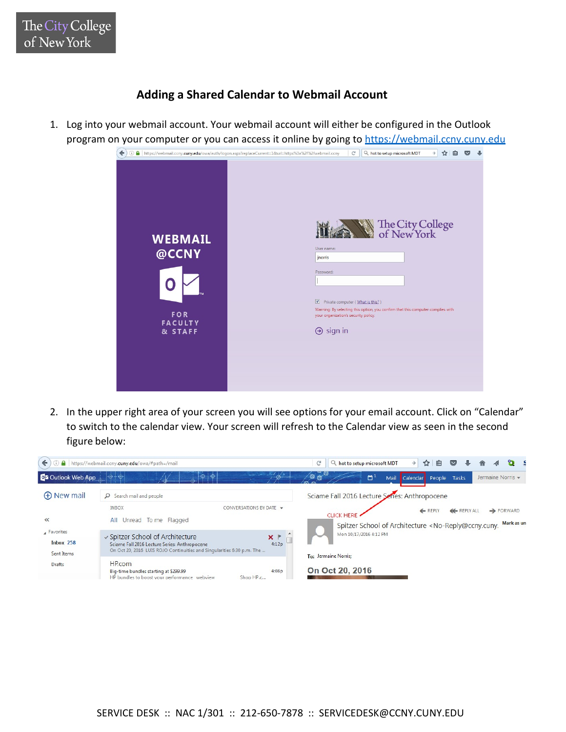# Adding a Shared Calendar to Webmail Account

1. Log into your webmail account. Your webmail account will either be configured in the Outlook program on your computer or you can access it online by going to https://webmail.ccny.cuny.edu

2. In the upper right area of your screen you will see options for your email account. Click on "Calendar" to switch to the calendar view. Your screen will refresh to the Calendar view as seen in the second figure below: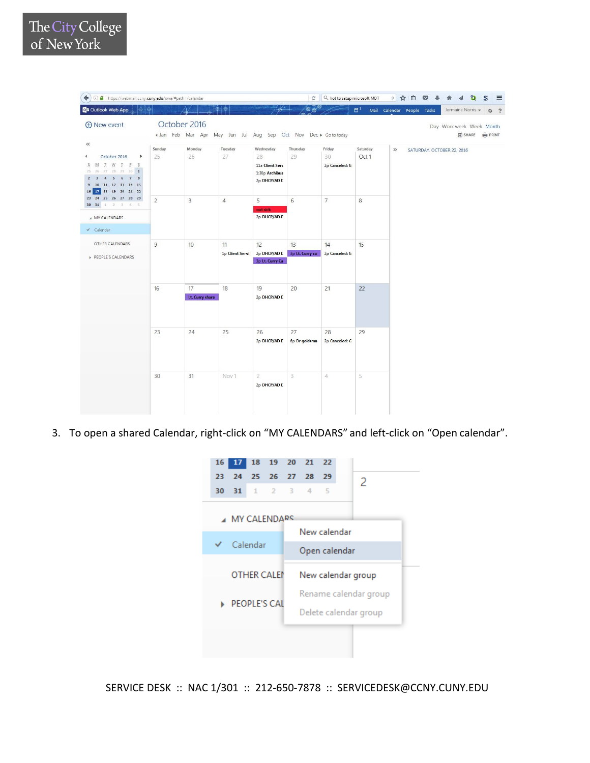3. To open a shared Calendar, right-click on "MY CALENDARS" and left-click on "Open calendar".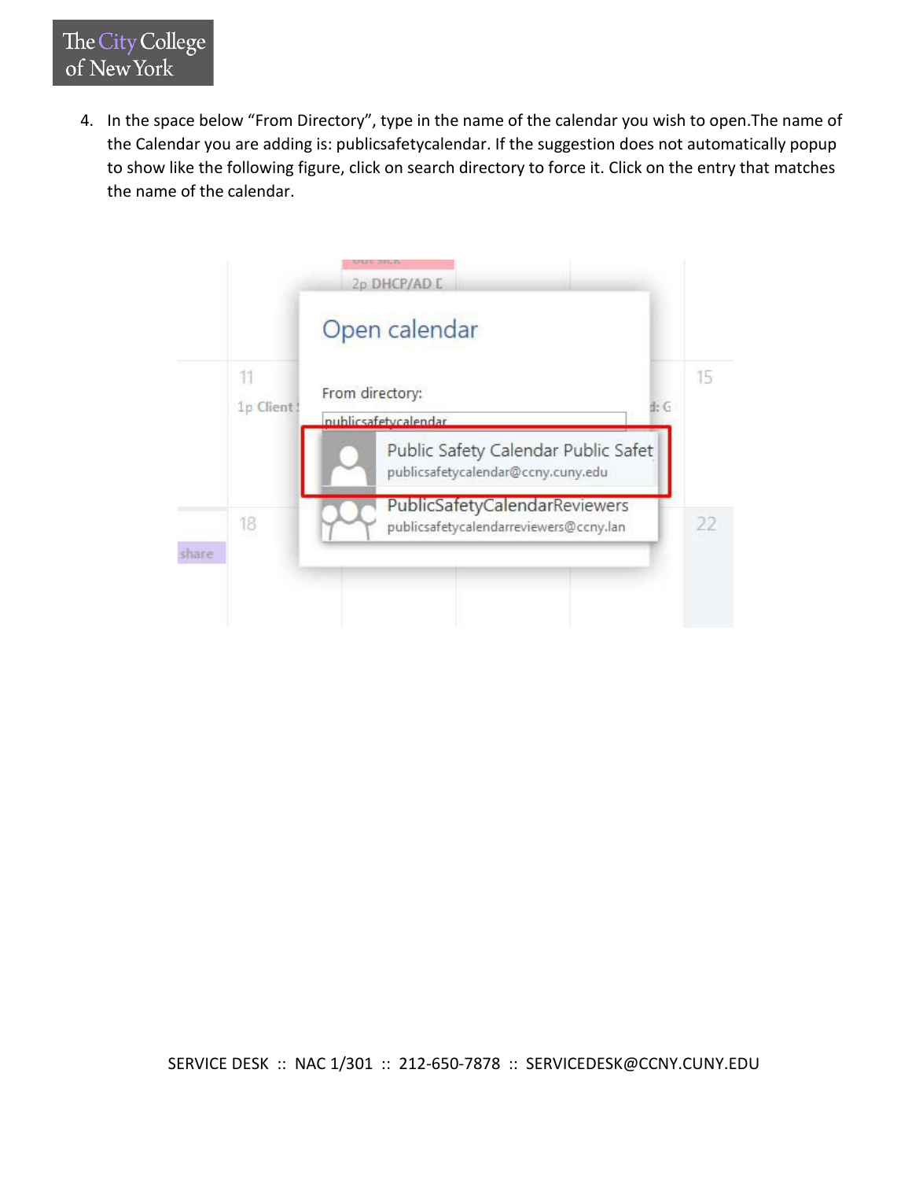4. In the space below "From Directory", type in the name of the calendar you wish to open.The name of the Calendar you are adding is: publicsafetycalendar. If the suggestion does not automatically popup to show like the following figure, click on search directory to force it. Click on the entry that matches the name of the calendar.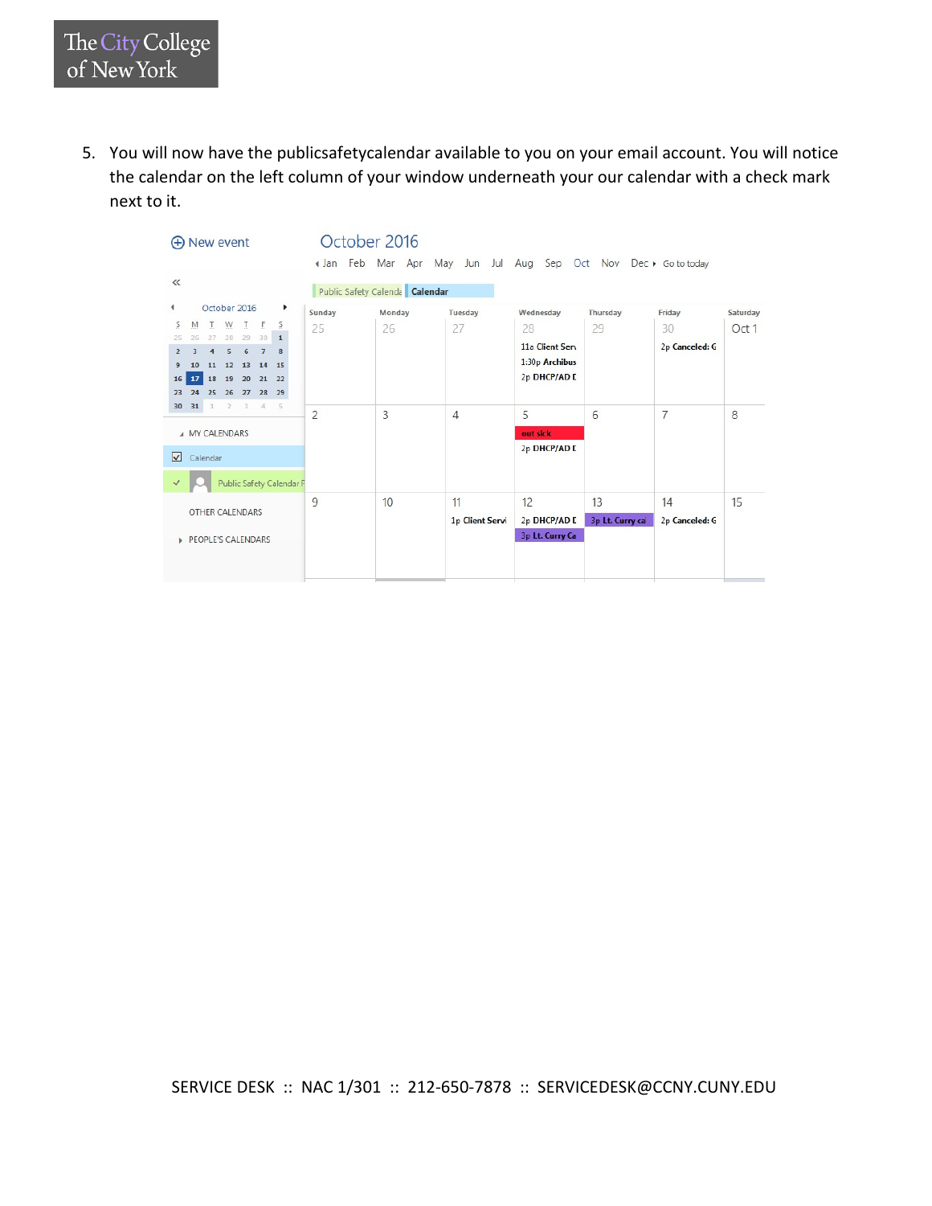5. You will now have the publicsafetycalendar available to you on your email account. You will notice the calendar on the left column of your window underneath your our calendar with a check mark next to it.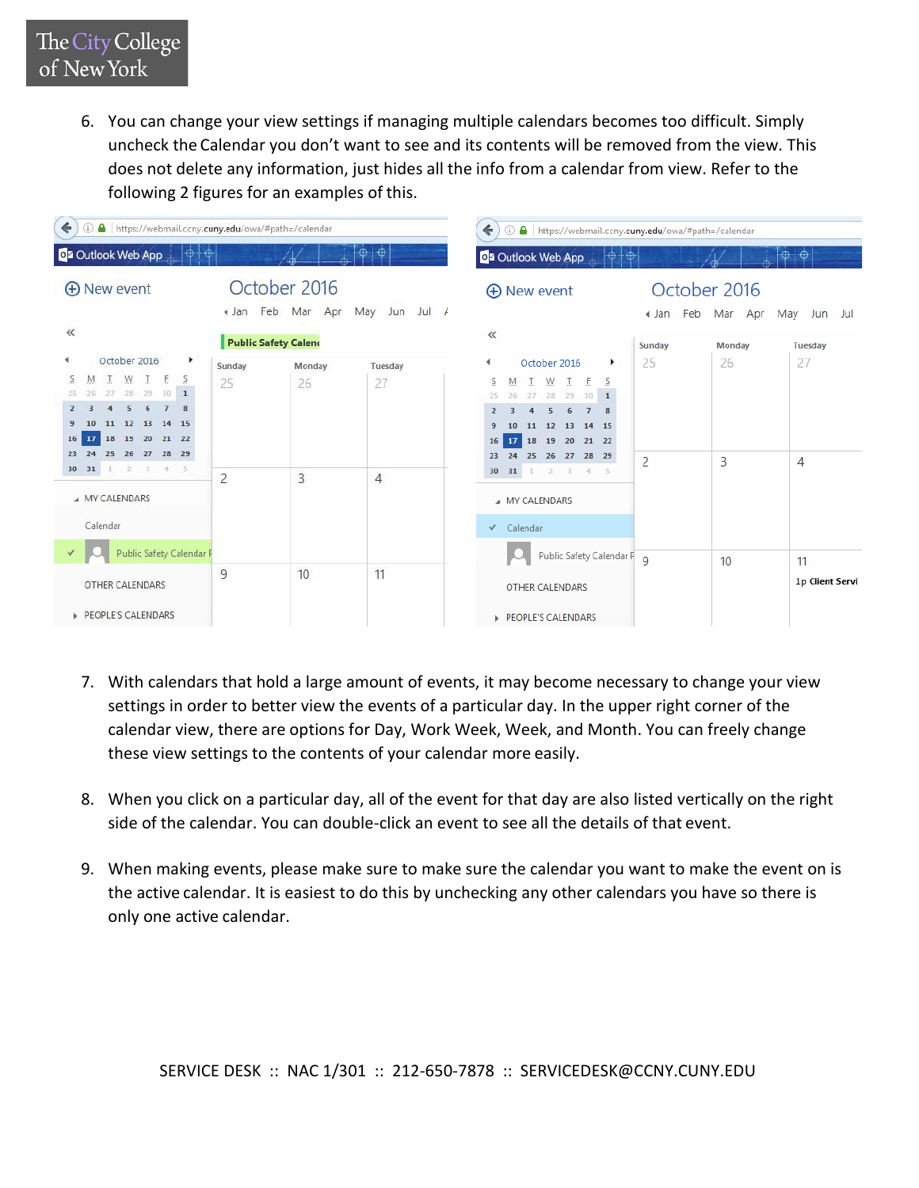6. You can change your view settings if managing multiple calendars becomes too difficult. Simply uncheck the Calendar you don't want to see and its contents will be removed from the view. This does not delete any information, just hides all the info from a calendar from view. Refer to the following 2 figures for an examples of this.

7. With calendars that hold a large amount of events, it may become necessary to change your view settings in order to better view the events of a particular day. In the upper right corner of the calendar view, there are options for Day, Work Week, Week, and Month. You can freely change these view settings to the contents of your calendar more easily.

8. When you click on a particular day, all of the event for that day are also listed vertically on the right side of the calendar. You can double-click an event to see all the details of that event.

9. When making events, please make sure to make sure the calendar you want to make the event on is the active calendar. It is easiest to do this by unchecking any other calendars you have so there is only one active calendar.